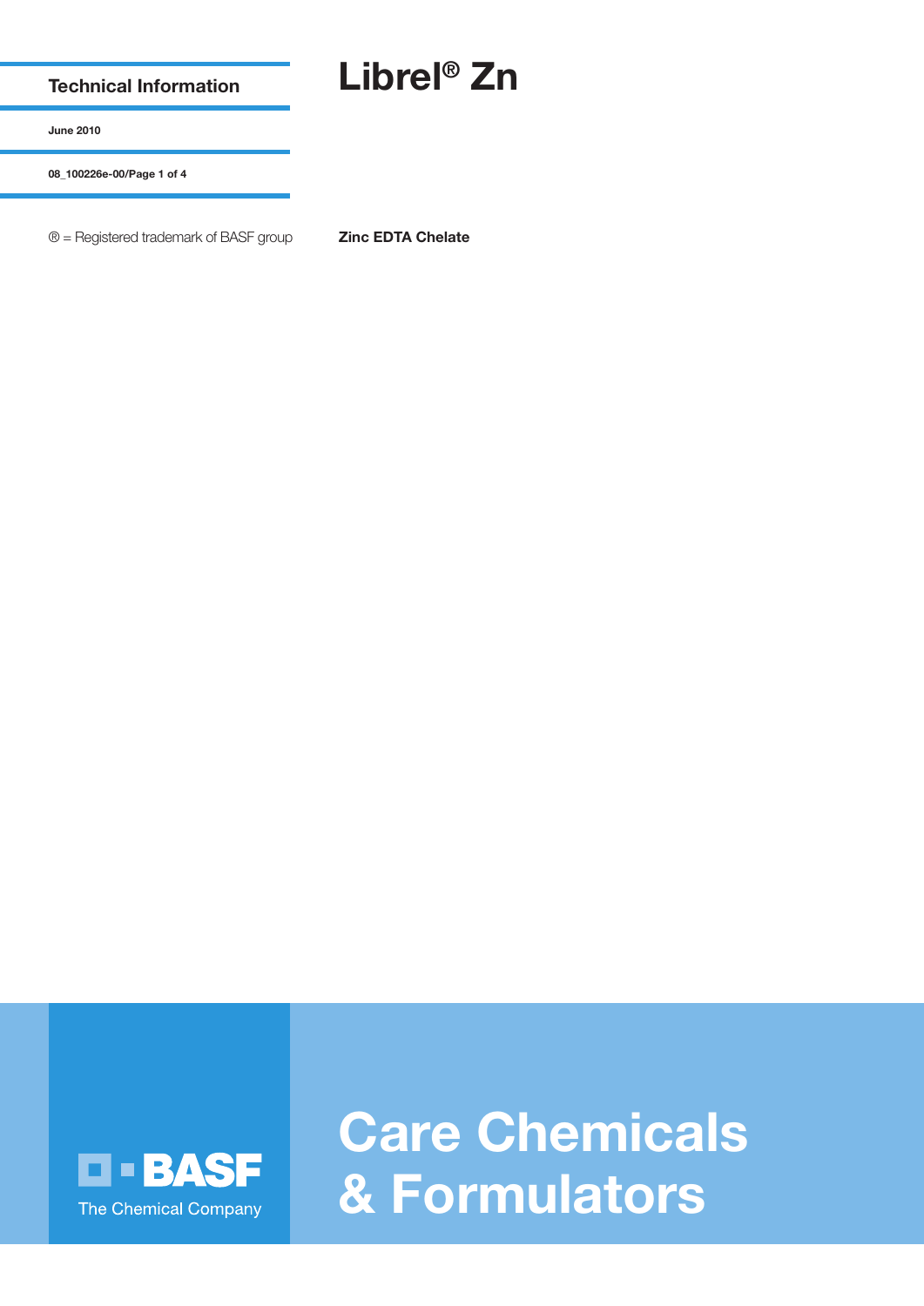Technical Information

June 2010

® = Registered trademark of BASF group

# Librel® Zn

**Zinc EDTA Chelate**

BASF

The Chemical Company

Care Chemicals & Formulators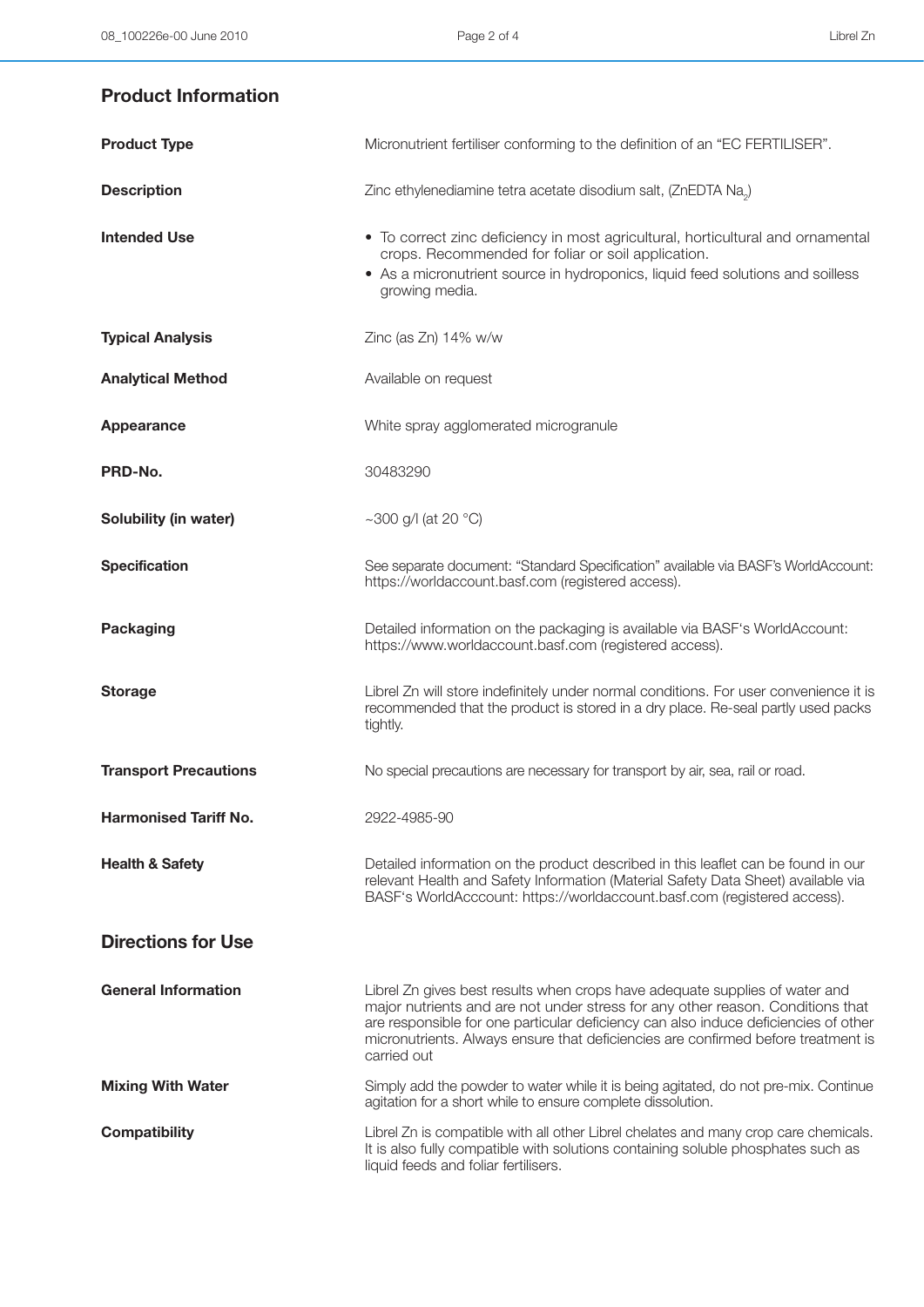## Product Information

| | |
|---|---|
| **Product Type** | Micronutrient fertiliser conforming to the definition of an "EC FERTILISER". |
| **Description** | Zinc ethylenediamine tetra acetate disodium salt, ($ZnEDTA\ Na_2$) |
| **Intended Use** | • To correct zinc deficiency in most agricultural, horticultural and ornamental crops. Recommended for foliar or soil application.<br>• As a micronutrient source in hydroponics, liquid feed solutions and soilless growing media. |
| **Typical Analysis** | Zinc (as Zn) 14% w/w |
| **Analytical Method** | Available on request |
| **Appearance** | White spray agglomerated microgranule |
| **PRD-No.** | 30483290 |
| **Solubility (in water)** | ~300 g/l (at 20 °C) |
| **Specification** | See separate document: "Standard Specification" available via BASF's WorldAccount: https://worldaccount.basf.com (registered access). |
| **Packaging** | Detailed information on the packaging is available via BASF's WorldAccount: https://www.worldaccount.basf.com (registered access). |
| **Storage** | Librel Zn will store indefinitely under normal conditions. For user convenience it is recommended that the product is stored in a dry place. Re-seal partly used packs tightly. |
| **Transport Precautions** | No special precautions are necessary for transport by air, sea, rail or road. |
| **Harmonised Tariff No.** | 2922-4985-90 |
| **Health & Safety** | Detailed information on the product described in this leaflet can be found in our relevant Health and Safety Information (Material Safety Data Sheet) available via BASF's WorldAcccount: https://worldaccount.basf.com (registered access). |

## Directions for Use

| | |
|---|---|
| **General Information** | Librel Zn gives best results when crops have adequate supplies of water and major nutrients and are not under stress for any other reason. Conditions that are responsible for one particular deficiency can also induce deficiencies of other micronutrients. Always ensure that deficiencies are confirmed before treatment is carried out |
| **Mixing With Water** | Simply add the powder to water while it is being agitated, do not pre-mix. Continue agitation for a short while to ensure complete dissolution. |
| **Compatibility** | Librel Zn is compatible with all other Librel chelates and many crop care chemicals. It is also fully compatible with solutions containing soluble phosphates such as liquid feeds and foliar fertilisers. |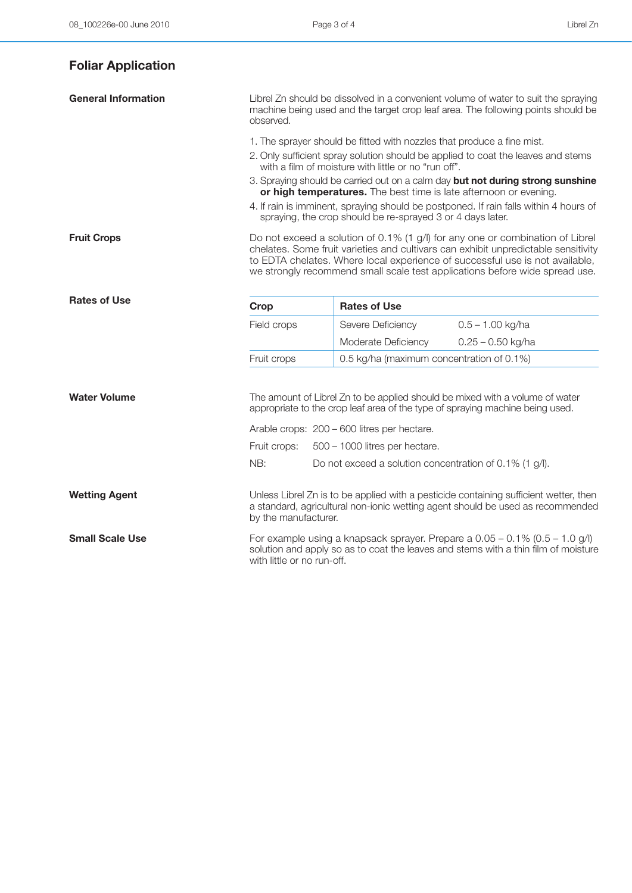# Foliar Application

### General Information

Librel Zn should be dissolved in a convenient volume of water to suit the spraying machine being used and the target crop leaf area. The following points should be observed.

1. The sprayer should be fitted with nozzles that produce a fine mist.
2. Only sufficient spray solution should be applied to coat the leaves and stems with a film of moisture with little or no "run off".
3. Spraying should be carried out on a calm day **but not during strong sunshine or high temperatures.** The best time is late afternoon or evening.
4. If rain is imminent, spraying should be postponed. If rain falls within 4 hours of spraying, the crop should be re-sprayed 3 or 4 days later.

### Fruit Crops

Do not exceed a solution of 0.1% (1 g/l) for any one or combination of Librel chelates. Some fruit varieties and cultivars can exhibit unpredictable sensitivity to EDTA chelates. Where local experience of successful use is not available, we strongly recommend small scale test applications before wide spread use.

### Rates of Use

| Crop | Rates of Use | |
|---|---|---|
| Field crops | Severe Deficiency | 0.5 – 1.00 kg/ha |
| | Moderate Deficiency | 0.25 – 0.50 kg/ha |
| Fruit crops | 0.5 kg/ha (maximum concentration of 0.1%) | |

### Water Volume

The amount of Librel Zn to be applied should be mixed with a volume of water appropriate to the crop leaf area of the type of spraying machine being used.

Arable crops: 200 – 600 litres per hectare.

Fruit crops: 500 – 1000 litres per hectare.

NB: Do not exceed a solution concentration of 0.1% (1 g/l).

### Wetting Agent

Unless Librel Zn is to be applied with a pesticide containing sufficient wetter, then a standard, agricultural non-ionic wetting agent should be used as recommended by the manufacturer.

### Small Scale Use

For example using a knapsack sprayer. Prepare a 0.05 – 0.1% (0.5 – 1.0 g/l) solution and apply so as to coat the leaves and stems with a thin film of moisture with little or no run-off.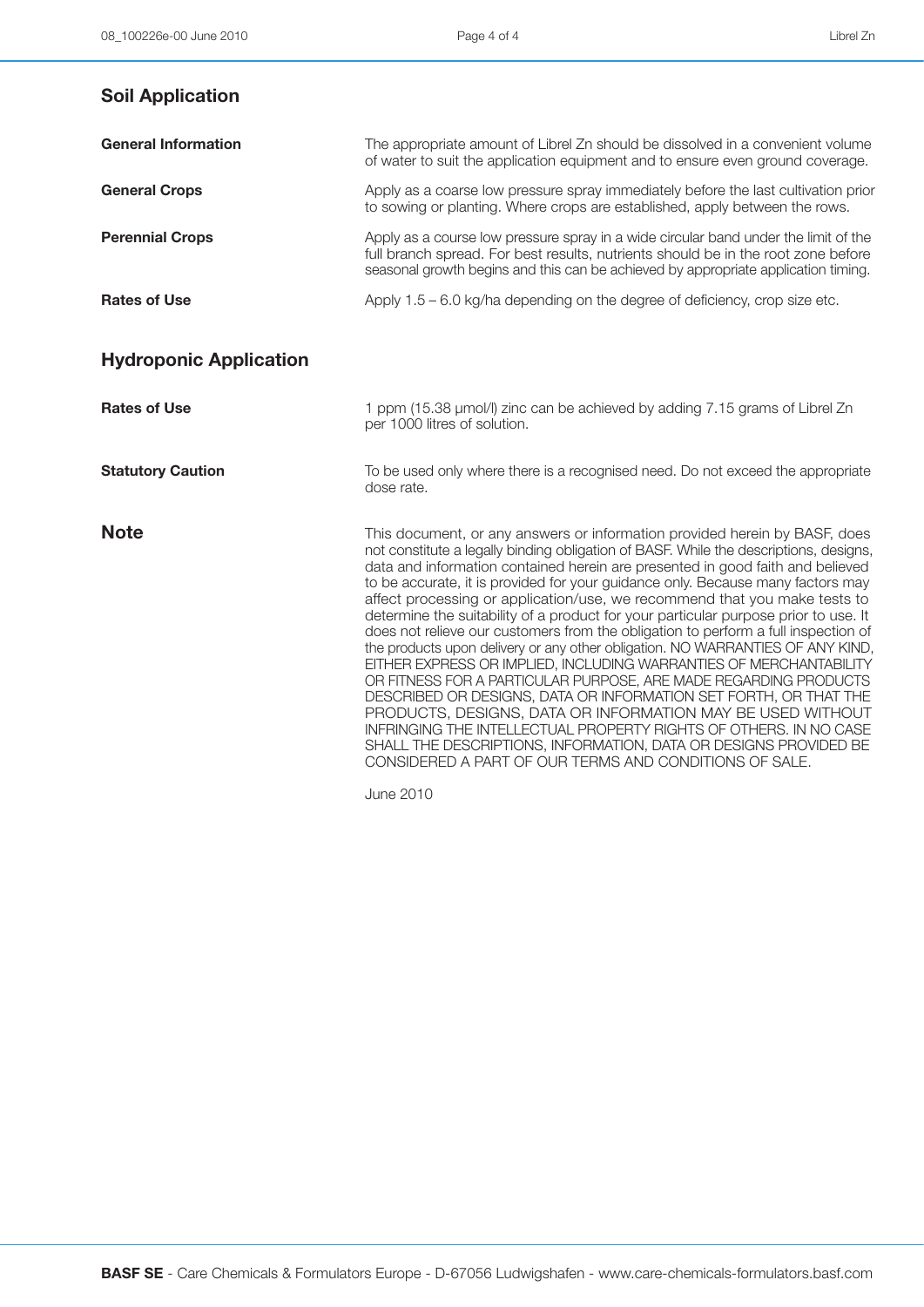## Soil Application

**General Information**

The appropriate amount of Librel Zn should be dissolved in a convenient volume of water to suit the application equipment and to ensure even ground coverage.

**General Crops**

Apply as a coarse low pressure spray immediately before the last cultivation prior to sowing or planting. Where crops are established, apply between the rows.

**Perennial Crops**

Apply as a course low pressure spray in a wide circular band under the limit of the full branch spread. For best results, nutrients should be in the root zone before seasonal growth begins and this can be achieved by appropriate application timing.

**Rates of Use**

Apply 1.5 – 6.0 kg/ha depending on the degree of deficiency, crop size etc.

## Hydroponic Application

**Rates of Use**

1 ppm (15.38 μmol/l) zinc can be achieved by adding 7.15 grams of Librel Zn per 1000 litres of solution.

**Statutory Caution**

To be used only where there is a recognised need. Do not exceed the appropriate dose rate.

## Note

This document, or any answers or information provided herein by BASF, does not constitute a legally binding obligation of BASF. While the descriptions, designs, data and information contained herein are presented in good faith and believed to be accurate, it is provided for your guidance only. Because many factors may affect processing or application/use, we recommend that you make tests to determine the suitability of a product for your particular purpose prior to use. It does not relieve our customers from the obligation to perform a full inspection of the products upon delivery or any other obligation. NO WARRANTIES OF ANY KIND, EITHER EXPRESS OR IMPLIED, INCLUDING WARRANTIES OF MERCHANTABILITY OR FITNESS FOR A PARTICULAR PURPOSE, ARE MADE REGARDING PRODUCTS DESCRIBED OR DESIGNS, DATA OR INFORMATION SET FORTH, OR THAT THE PRODUCTS, DESIGNS, DATA OR INFORMATION MAY BE USED WITHOUT INFRINGING THE INTELLECTUAL PROPERTY RIGHTS OF OTHERS. IN NO CASE SHALL THE DESCRIPTIONS, INFORMATION, DATA OR DESIGNS PROVIDED BE CONSIDERED A PART OF OUR TERMS AND CONDITIONS OF SALE.

June 2010

**BASF SE** - Care Chemicals & Formulators Europe - D-67056 Ludwigshafen - www.care-chemicals-formulators.basf.com